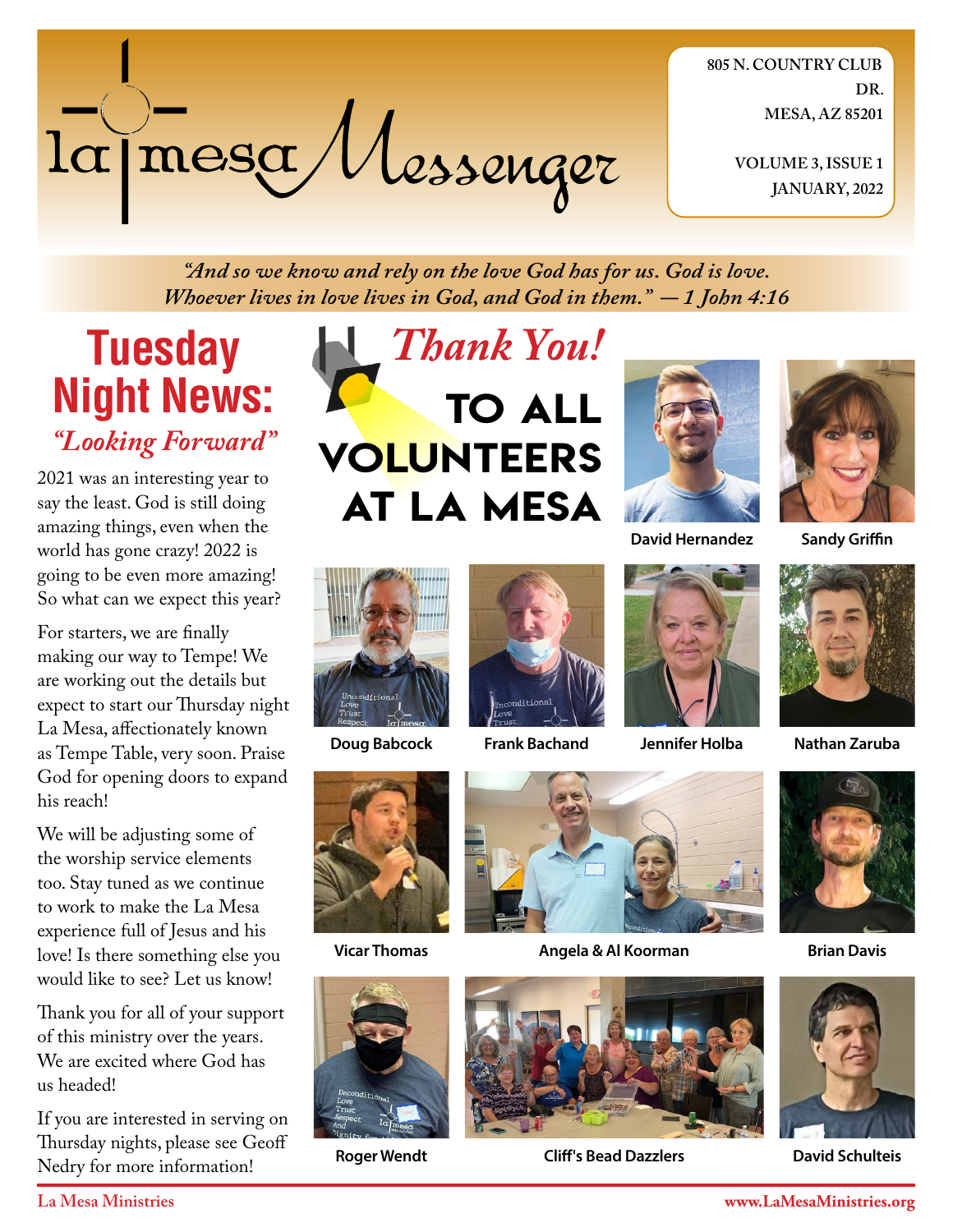# la mesa Messenger

805 N. COUNTRY CLUB DR.
MESA, AZ 85201

VOLUME 3, ISSUE 1
JANUARY, 2022

*"And so we know and rely on the love God has for us. God is love. Whoever lives in love lives in God, and God in them." — 1 John 4:16*

## Tuesday Night News:

### *"Looking Forward"*

2021 was an interesting year to say the least. God is still doing amazing things, even when the world has gone crazy! 2022 is going to be even more amazing! So what can we expect this year?

For starters, we are finally making our way to Tempe! We are working out the details but expect to start our Thursday night La Mesa, affectionately known as Tempe Table, very soon. Praise God for opening doors to expand his reach!

We will be adjusting some of the worship service elements too. Stay tuned as we continue to work to make the La Mesa experience full of Jesus and his love! Is there something else you would like to see? Let us know!

Thank you for all of your support of this ministry over the years. We are excited where God has us headed!

If you are interested in serving on Thursday nights, please see Geoff Nedry for more information!

## *Thank You!* TO ALL VOLUNTEERS AT LA MESA

David Hernandez

Sandy Griffin

Doug Babcock

Frank Bachand

Jennifer Holba

Nathan Zaruba

Vicar Thomas

Angela & Al Koorman

Brian Davis

Roger Wendt

Cliff's Bead Dazzlers

David Schulteis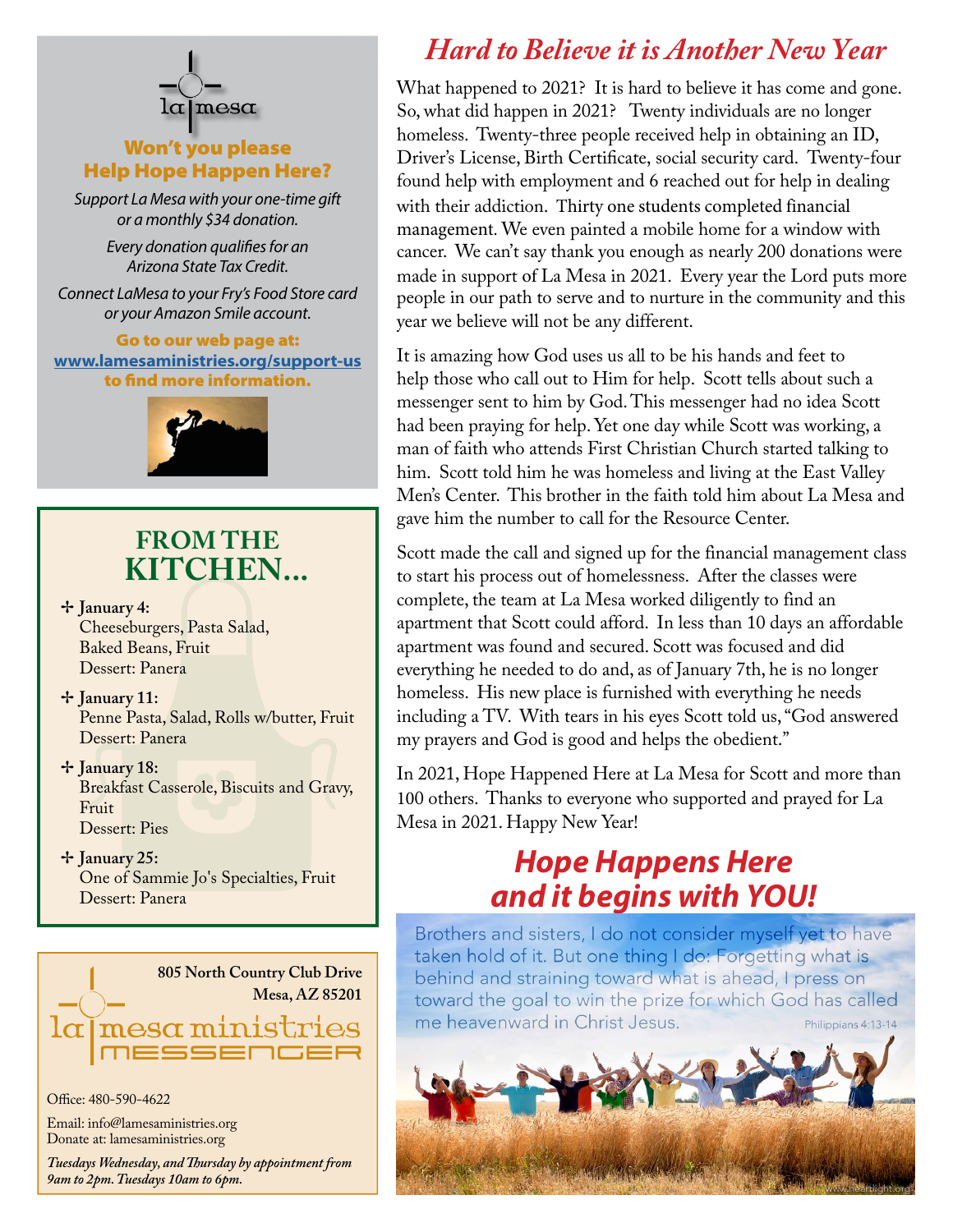la mesa

## Won't you please Help Hope Happen Here?

*Support La Mesa with your one-time gift or a monthly $34 donation.*

*Every donation qualifies for an Arizona State Tax Credit.*

*Connect LaMesa to your Fry's Food Store card or your Amazon Smile account.*

**Go to our web page at: www.lamesaministries.org/support-us to find more information.**

## FROM THE KITCHEN...

- **January 4:** Cheeseburgers, Pasta Salad, Baked Beans, Fruit Dessert: Panera
- **January 11:** Penne Pasta, Salad, Rolls w/butter, Fruit Dessert: Panera
- **January 18:** Breakfast Casserole, Biscuits and Gravy, Fruit Dessert: Pies
- **January 25:** One of Sammie Jo's Specialties, Fruit Dessert: Panera

**805 North Country Club Drive**
**Mesa, AZ 85201**

la mesa ministries MESSENGER

Office: 480-590-4622

Email: info@lamesaministries.org
Donate at: lamesaministries.org

***Tuesdays Wednesday, and Thursday by appointment from 9am to 2pm. Tuesdays 10am to 6pm.***

# *Hard to Believe it is Another New Year*

What happened to 2021? It is hard to believe it has come and gone. So, what did happen in 2021? Twenty individuals are no longer homeless. Twenty-three people received help in obtaining an ID, Driver's License, Birth Certificate, social security card. Twenty-four found help with employment and 6 reached out for help in dealing with their addiction. Thirty one students completed financial management. We even painted a mobile home for a window with cancer. We can't say thank you enough as nearly 200 donations were made in support of La Mesa in 2021. Every year the Lord puts more people in our path to serve and to nurture in the community and this year we believe will not be any different.

It is amazing how God uses us all to be his hands and feet to help those who call out to Him for help. Scott tells about such a messenger sent to him by God. This messenger had no idea Scott had been praying for help. Yet one day while Scott was working, a man of faith who attends First Christian Church started talking to him. Scott told him he was homeless and living at the East Valley Men's Center. This brother in the faith told him about La Mesa and gave him the number to call for the Resource Center.

Scott made the call and signed up for the financial management class to start his process out of homelessness. After the classes were complete, the team at La Mesa worked diligently to find an apartment that Scott could afford. In less than 10 days an affordable apartment was found and secured. Scott was focused and did everything he needed to do and, as of January 7th, he is no longer homeless. His new place is furnished with everything he needs including a TV. With tears in his eyes Scott told us, "God answered my prayers and God is good and helps the obedient."

In 2021, Hope Happened Here at La Mesa for Scott and more than 100 others. Thanks to everyone who supported and prayed for La Mesa in 2021. Happy New Year!

## *Hope Happens Here and it begins with YOU!*

Brothers and sisters, I do not consider myself yet to have taken hold of it. But one thing I do: Forgetting what is behind and straining toward what is ahead, I press on toward the goal to win the prize for which God has called me heavenward in Christ Jesus. Philippians 4:13-14

www.heartlight.org